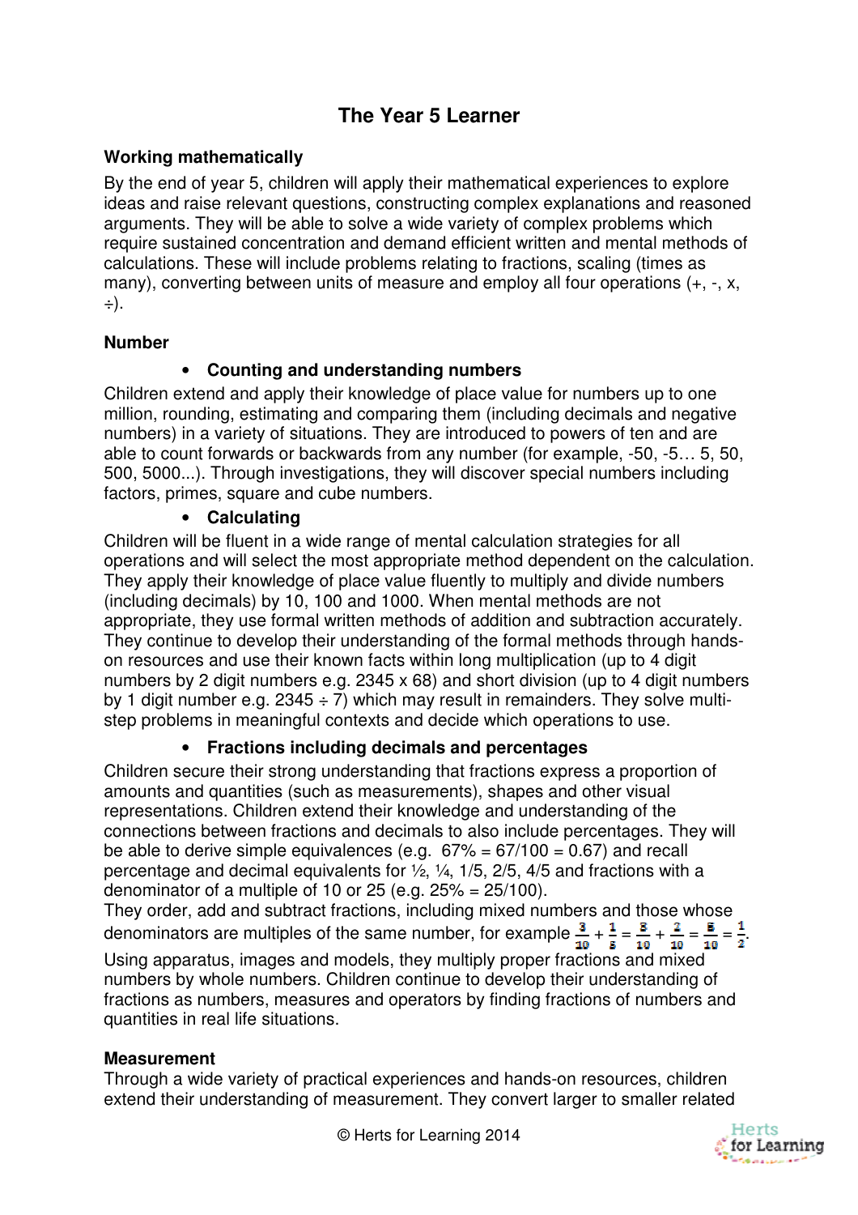# The Year 5 Learner

**Working mathematically**

By the end of year 5, children will apply their mathematical experiences to explore ideas and raise relevant questions, constructing complex explanations and reasoned arguments. They will be able to solve a wide variety of complex problems which require sustained concentration and demand efficient written and mental methods of calculations. These will include problems relating to fractions, scaling (times as many), converting between units of measure and employ all four operations (+, -, x, ÷).

**Number**

- **Counting and understanding numbers**

Children extend and apply their knowledge of place value for numbers up to one million, rounding, estimating and comparing them (including decimals and negative numbers) in a variety of situations. They are introduced to powers of ten and are able to count forwards or backwards from any number (for example, -50, -5… 5, 50, 500, 5000...). Through investigations, they will discover special numbers including factors, primes, square and cube numbers.

- **Calculating**

Children will be fluent in a wide range of mental calculation strategies for all operations and will select the most appropriate method dependent on the calculation. They apply their knowledge of place value fluently to multiply and divide numbers (including decimals) by 10, 100 and 1000. When mental methods are not appropriate, they use formal written methods of addition and subtraction accurately. They continue to develop their understanding of the formal methods through hands-on resources and use their known facts within long multiplication (up to 4 digit numbers by 2 digit numbers e.g. 2345 x 68) and short division (up to 4 digit numbers by 1 digit number e.g. 2345 ÷ 7) which may result in remainders. They solve multi-step problems in meaningful contexts and decide which operations to use.

- **Fractions including decimals and percentages**

Children secure their strong understanding that fractions express a proportion of amounts and quantities (such as measurements), shapes and other visual representations. Children extend their knowledge and understanding of the connections between fractions and decimals to also include percentages. They will be able to derive simple equivalences (e.g. 67% = 67/100 = 0.67) and recall percentage and decimal equivalents for ½, ¼, 1/5, 2/5, 4/5 and fractions with a denominator of a multiple of 10 or 25 (e.g. 25% = 25/100).

They order, add and subtract fractions, including mixed numbers and those whose denominators are multiples of the same number, for example $\frac{3}{10} + \frac{1}{5} = \frac{3}{10} + \frac{2}{10} = \frac{5}{10} = \frac{1}{2}$.

Using apparatus, images and models, they multiply proper fractions and mixed numbers by whole numbers. Children continue to develop their understanding of fractions as numbers, measures and operators by finding fractions of numbers and quantities in real life situations.

**Measurement**

Through a wide variety of practical experiences and hands-on resources, children extend their understanding of measurement. They convert larger to smaller related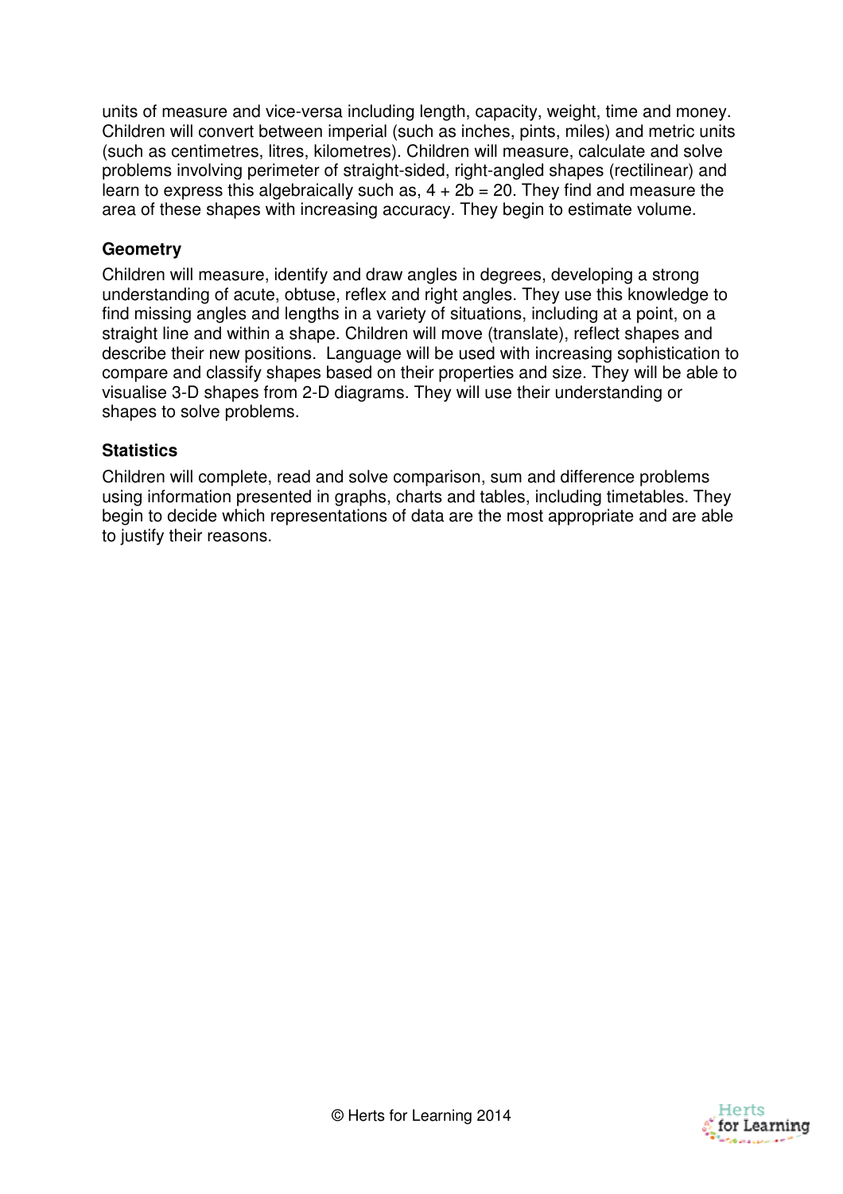units of measure and vice-versa including length, capacity, weight, time and money. Children will convert between imperial (such as inches, pints, miles) and metric units (such as centimetres, litres, kilometres). Children will measure, calculate and solve problems involving perimeter of straight-sided, right-angled shapes (rectilinear) and learn to express this algebraically such as, $4 + 2b = 20$. They find and measure the area of these shapes with increasing accuracy. They begin to estimate volume.

**Geometry**

Children will measure, identify and draw angles in degrees, developing a strong understanding of acute, obtuse, reflex and right angles. They use this knowledge to find missing angles and lengths in a variety of situations, including at a point, on a straight line and within a shape. Children will move (translate), reflect shapes and describe their new positions. Language will be used with increasing sophistication to compare and classify shapes based on their properties and size. They will be able to visualise 3-D shapes from 2-D diagrams. They will use their understanding or shapes to solve problems.

**Statistics**

Children will complete, read and solve comparison, sum and difference problems using information presented in graphs, charts and tables, including timetables. They begin to decide which representations of data are the most appropriate and are able to justify their reasons.